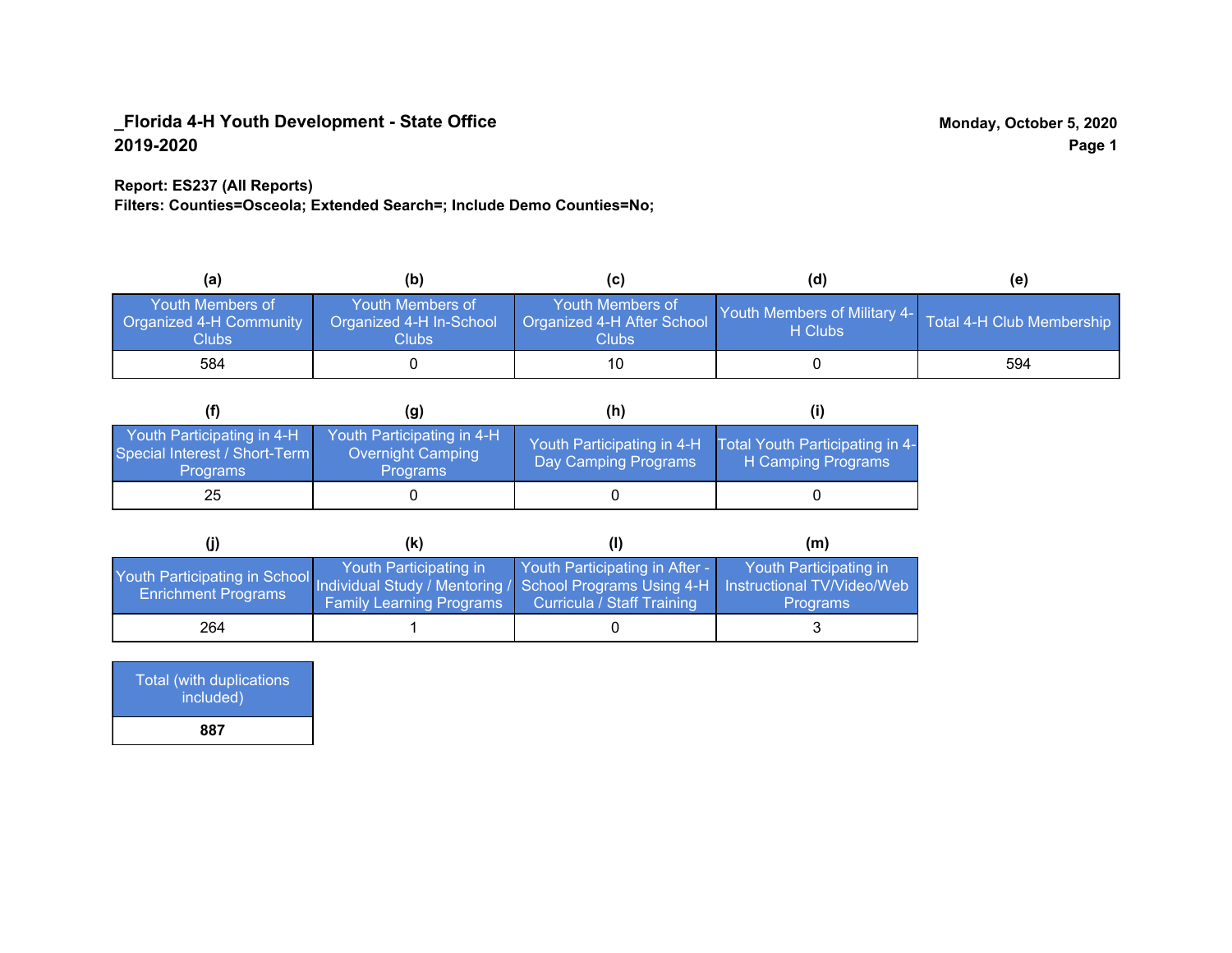**_Florida 4-H Youth Development - State Office**
**2019-2020**

**Monday, October 5, 2020**

**Report: ES237 (All Reports)**
**Filters: Counties=Osceola; Extended Search=; Include Demo Counties=No;**

| (a) | (b) | (c) | (d) | (e) |
|---|---|---|---|---|
| Youth Members of Organized 4-H Community Clubs | Youth Members of Organized 4-H In-School Clubs | Youth Members of Organized 4-H After School Clubs | Youth Members of Military 4-H Clubs | Total 4-H Club Membership |
| 584 | 0 | 10 | 0 | 594 |

| (f) | (g) | (h) | (i) |
|---|---|---|---|
| Youth Participating in 4-H Special Interest / Short-Term Programs | Youth Participating in 4-H Overnight Camping Programs | Youth Participating in 4-H Day Camping Programs | Total Youth Participating in 4-H Camping Programs |
| 25 | 0 | 0 | 0 |

| (j) | (k) | (l) | (m) |
|---|---|---|---|
| Youth Participating in School Enrichment Programs | Youth Participating in Individual Study / Mentoring / Family Learning Programs | Youth Participating in After - School Programs Using 4-H Curricula / Staff Training | Youth Participating in Instructional TV/Video/Web Programs |
| 264 | 1 | 0 | 3 |

| Total (with duplications included) |
|---|
| **887** |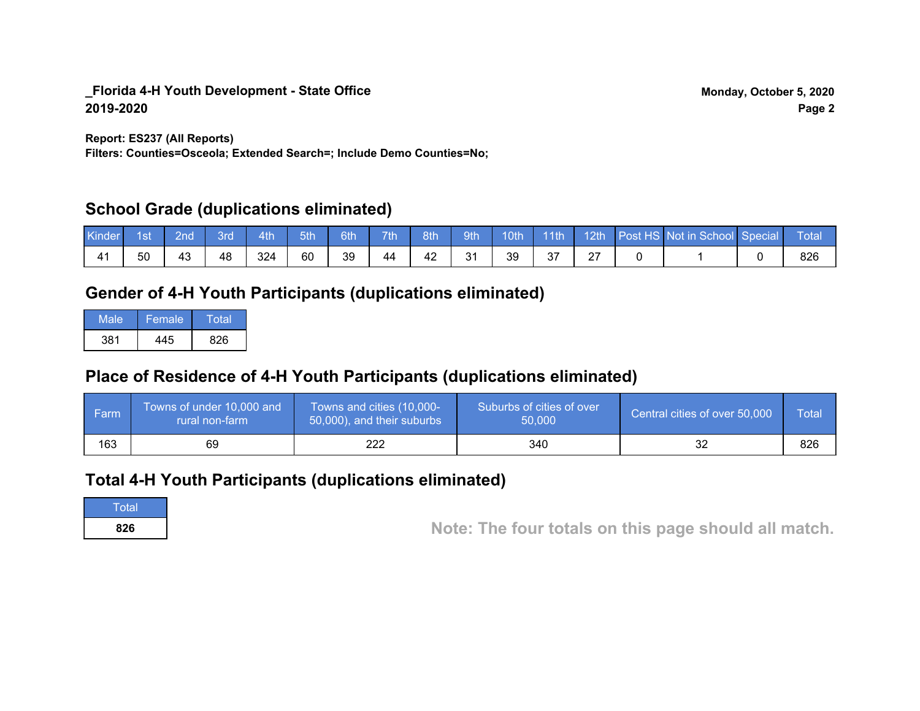**_Florida 4-H Youth Development - State Office**
**2019-2020**

**Monday, October 5, 2020**

**Report: ES237 (All Reports)**
**Filters: Counties=Osceola; Extended Search=; Include Demo Counties=No;**

## School Grade (duplications eliminated)

| Kinder | 1st | 2nd | 3rd | 4th | 5th | 6th | 7th | 8th | 9th | 10th | 11th | 12th | Post HS | Not in School | Special | Total |
|---|---|---|---|---|---|---|---|---|---|---|---|---|---|---|---|---|
| 41 | 50 | 43 | 48 | 324 | 60 | 39 | 44 | 42 | 31 | 39 | 37 | 27 | 0 | 1 | 0 | 826 |

## Gender of 4-H Youth Participants (duplications eliminated)

| Male | Female | Total |
|---|---|---|
| 381 | 445 | 826 |

## Place of Residence of 4-H Youth Participants (duplications eliminated)

| Farm | Towns of under 10,000 and rural non-farm | Towns and cities (10,000-50,000), and their suburbs | Suburbs of cities of over 50,000 | Central cities of over 50,000 | Total |
|---|---|---|---|---|---|
| 163 | 69 | 222 | 340 | 32 | 826 |

## Total 4-H Youth Participants (duplications eliminated)

| Total |
|---|
| **826** |

**Note: The four totals on this page should all match.**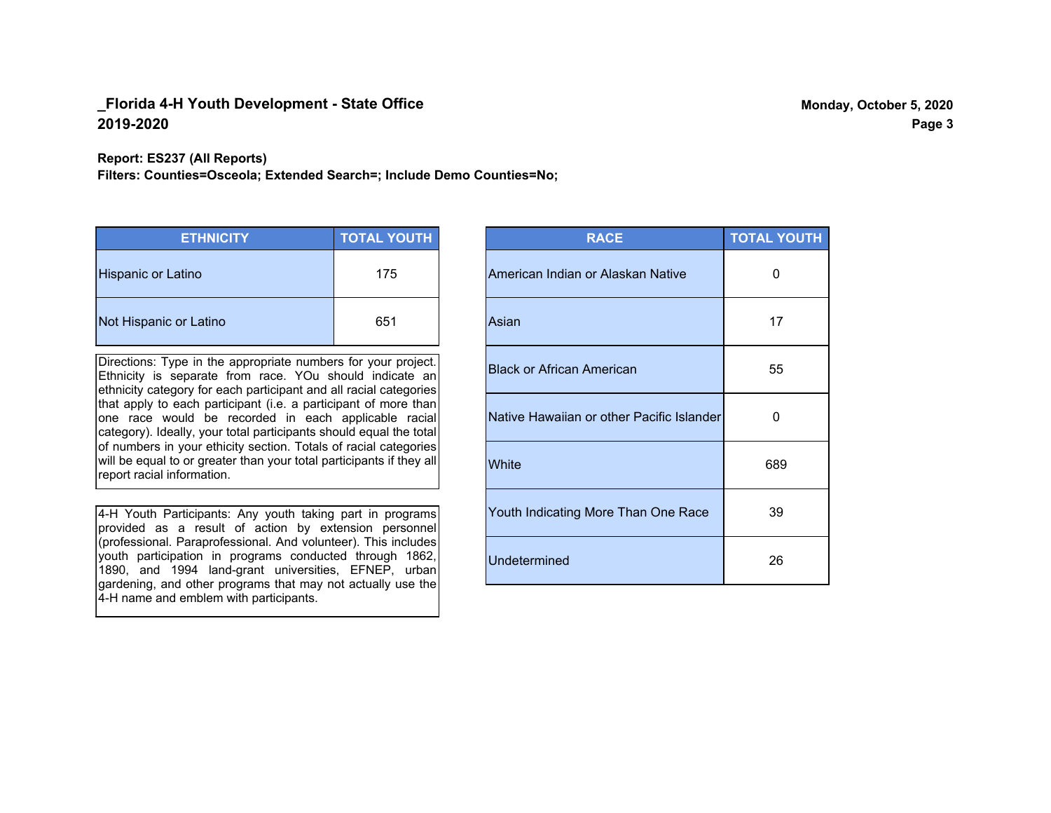# _Florida 4-H Youth Development - State Office
## 2019-2020

Monday, October 5, 2020

**Report: ES237 (All Reports)**
**Filters: Counties=Osceola; Extended Search=; Include Demo Counties=No;**

| ETHNICITY | TOTAL YOUTH |
|---|---|
| Hispanic or Latino | 175 |
| Not Hispanic or Latino | 651 |

Directions: Type in the appropriate numbers for your project. Ethnicity is separate from race. YOu should indicate an ethnicity category for each participant and all racial categories that apply to each participant (i.e. a participant of more than one race would be recorded in each applicable racial category). Ideally, your total participants should equal the total of numbers in your ethicity section. Totals of racial categories will be equal to or greater than your total participants if they all report racial information.

4-H Youth Participants: Any youth taking part in programs provided as a result of action by extension personnel (professional. Paraprofessional. And volunteer). This includes youth participation in programs conducted through 1862, 1890, and 1994 land-grant universities, EFNEP, urban gardening, and other programs that may not actually use the 4-H name and emblem with participants.

| RACE | TOTAL YOUTH |
|---|---|
| American Indian or Alaskan Native | 0 |
| Asian | 17 |
| Black or African American | 55 |
| Native Hawaiian or other Pacific Islander | 0 |
| White | 689 |
| Youth Indicating More Than One Race | 39 |
| Undetermined | 26 |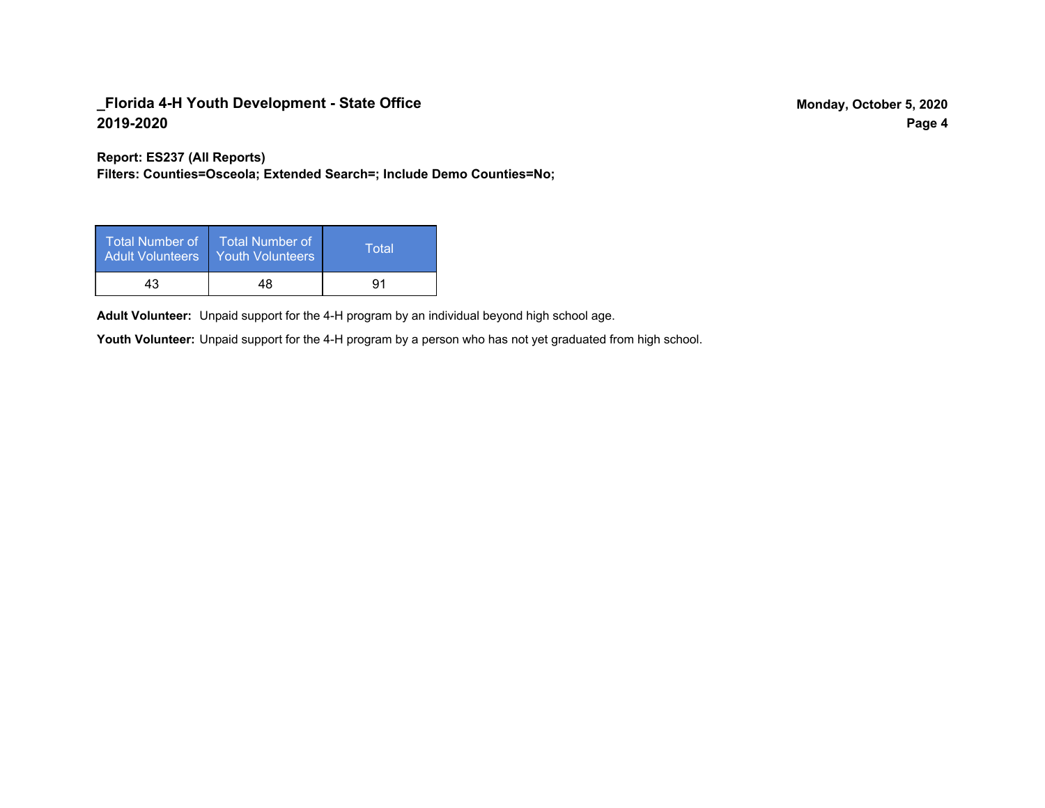**Report: ES237 (All Reports)**
**Filters: Counties=Osceola; Extended Search=; Include Demo Counties=No;**

| Total Number of Adult Volunteers | Total Number of Youth Volunteers | Total |
|---|---|---|
| 43 | 48 | 91 |

**Adult Volunteer:** Unpaid support for the 4-H program by an individual beyond high school age.

**Youth Volunteer:** Unpaid support for the 4-H program by a person who has not yet graduated from high school.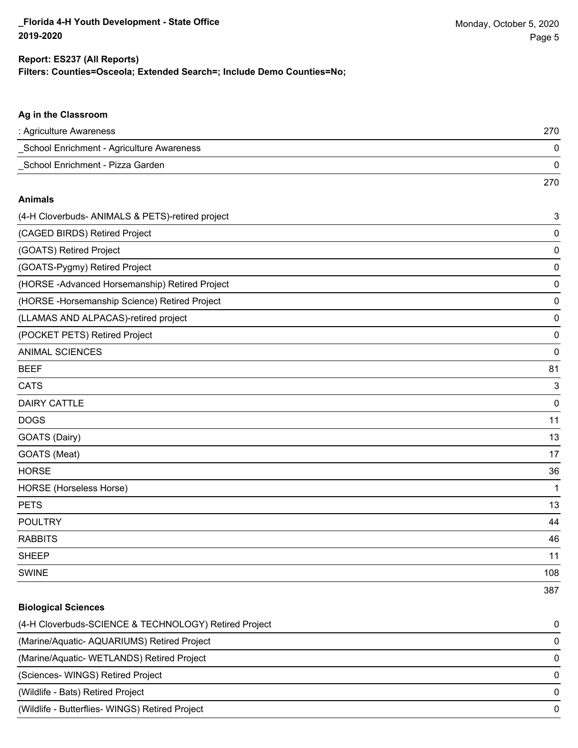**Report: ES237 (All Reports)**
**Filters: Counties=Osceola; Extended Search=; Include Demo Counties=No;**

### Ag in the Classroom

| | |
|---|---|
| : Agriculture Awareness | 270 |
| _School Enrichment - Agriculture Awareness | 0 |
| _School Enrichment - Pizza Garden | 0 |
| | 270 |

### Animals

| | |
|---|---|
| (4-H Cloverbuds- ANIMALS & PETS)-retired project | 3 |
| (CAGED BIRDS) Retired Project | 0 |
| (GOATS) Retired Project | 0 |
| (GOATS-Pygmy) Retired Project | 0 |
| (HORSE -Advanced Horsemanship) Retired Project | 0 |
| (HORSE -Horsemanship Science) Retired Project | 0 |
| (LLAMAS AND ALPACAS)-retired project | 0 |
| (POCKET PETS) Retired Project | 0 |
| ANIMAL SCIENCES | 0 |
| BEEF | 81 |
| CATS | 3 |
| DAIRY CATTLE | 0 |
| DOGS | 11 |
| GOATS (Dairy) | 13 |
| GOATS (Meat) | 17 |
| HORSE | 36 |
| HORSE (Horseless Horse) | 1 |
| PETS | 13 |
| POULTRY | 44 |
| RABBITS | 46 |
| SHEEP | 11 |
| SWINE | 108 |
| | 387 |

### Biological Sciences

| | |
|---|---|
| (4-H Cloverbuds-SCIENCE & TECHNOLOGY) Retired Project | 0 |
| (Marine/Aquatic- AQUARIUMS) Retired Project | 0 |
| (Marine/Aquatic- WETLANDS) Retired Project | 0 |
| (Sciences- WINGS) Retired Project | 0 |
| (Wildlife - Bats) Retired Project | 0 |
| (Wildlife - Butterflies- WINGS) Retired Project | 0 |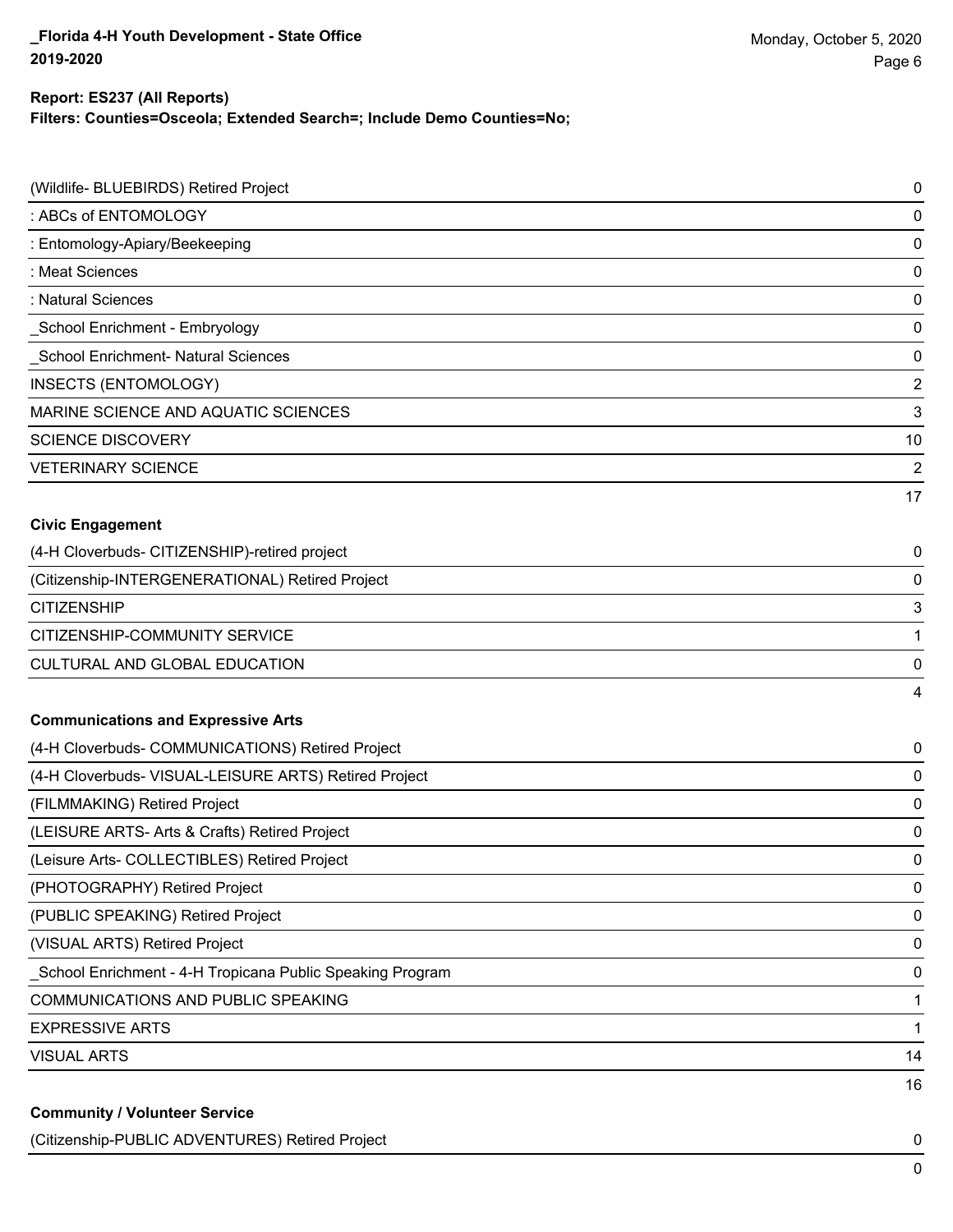**Report: ES237 (All Reports)**
**Filters: Counties=Osceola; Extended Search=; Include Demo Counties=No;**

| | |
|---|---|
| (Wildlife- BLUEBIRDS) Retired Project | 0 |
| : ABCs of ENTOMOLOGY | 0 |
| : Entomology-Apiary/Beekeeping | 0 |
| : Meat Sciences | 0 |
| : Natural Sciences | 0 |
| _School Enrichment - Embryology | 0 |
| _School Enrichment- Natural Sciences | 0 |
| INSECTS (ENTOMOLOGY) | 2 |
| MARINE SCIENCE AND AQUATIC SCIENCES | 3 |
| SCIENCE DISCOVERY | 10 |
| VETERINARY SCIENCE | 2 |
| | 17 |

**Civic Engagement**

| | |
|---|---|
| (4-H Cloverbuds- CITIZENSHIP)-retired project | 0 |
| (Citizenship-INTERGENERATIONAL) Retired Project | 0 |
| CITIZENSHIP | 3 |
| CITIZENSHIP-COMMUNITY SERVICE | 1 |
| CULTURAL AND GLOBAL EDUCATION | 0 |
| | 4 |

**Communications and Expressive Arts**

| | |
|---|---|
| (4-H Cloverbuds- COMMUNICATIONS) Retired Project | 0 |
| (4-H Cloverbuds- VISUAL-LEISURE ARTS) Retired Project | 0 |
| (FILMMAKING) Retired Project | 0 |
| (LEISURE ARTS- Arts & Crafts) Retired Project | 0 |
| (Leisure Arts- COLLECTIBLES) Retired Project | 0 |
| (PHOTOGRAPHY) Retired Project | 0 |
| (PUBLIC SPEAKING) Retired Project | 0 |
| (VISUAL ARTS) Retired Project | 0 |
| _School Enrichment - 4-H Tropicana Public Speaking Program | 0 |
| COMMUNICATIONS AND PUBLIC SPEAKING | 1 |
| EXPRESSIVE ARTS | 1 |
| VISUAL ARTS | 14 |
| | 16 |

**Community / Volunteer Service**

| | |
|---|---|
| (Citizenship-PUBLIC ADVENTURES) Retired Project | 0 |
| | 0 |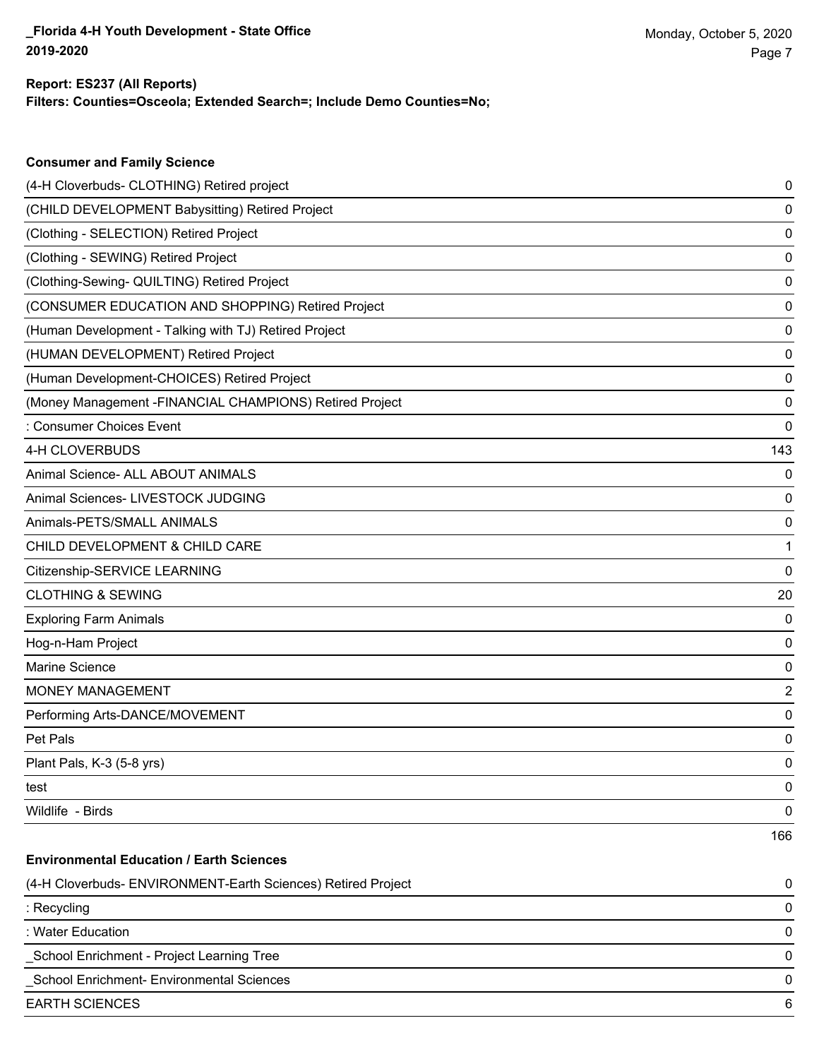**Report: ES237 (All Reports)**
**Filters: Counties=Osceola; Extended Search=; Include Demo Counties=No;**

### Consumer and Family Science

| | |
|---|---|
| (4-H Cloverbuds- CLOTHING) Retired project | 0 |
| (CHILD DEVELOPMENT Babysitting) Retired Project | 0 |
| (Clothing - SELECTION) Retired Project | 0 |
| (Clothing - SEWING) Retired Project | 0 |
| (Clothing-Sewing- QUILTING) Retired Project | 0 |
| (CONSUMER EDUCATION AND SHOPPING) Retired Project | 0 |
| (Human Development - Talking with TJ) Retired Project | 0 |
| (HUMAN DEVELOPMENT) Retired Project | 0 |
| (Human Development-CHOICES) Retired Project | 0 |
| (Money Management -FINANCIAL CHAMPIONS) Retired Project | 0 |
| : Consumer Choices Event | 0 |
| 4-H CLOVERBUDS | 143 |
| Animal Science- ALL ABOUT ANIMALS | 0 |
| Animal Sciences- LIVESTOCK JUDGING | 0 |
| Animals-PETS/SMALL ANIMALS | 0 |
| CHILD DEVELOPMENT & CHILD CARE | 1 |
| Citizenship-SERVICE LEARNING | 0 |
| CLOTHING & SEWING | 20 |
| Exploring Farm Animals | 0 |
| Hog-n-Ham Project | 0 |
| Marine Science | 0 |
| MONEY MANAGEMENT | 2 |
| Performing Arts-DANCE/MOVEMENT | 0 |
| Pet Pals | 0 |
| Plant Pals, K-3 (5-8 yrs) | 0 |
| test | 0 |
| Wildlife - Birds | 0 |
| | 166 |

### Environmental Education / Earth Sciences

| | |
|---|---|
| (4-H Cloverbuds- ENVIRONMENT-Earth Sciences) Retired Project | 0 |
| : Recycling | 0 |
| : Water Education | 0 |
| _School Enrichment - Project Learning Tree | 0 |
| _School Enrichment- Environmental Sciences | 0 |
| EARTH SCIENCES | 6 |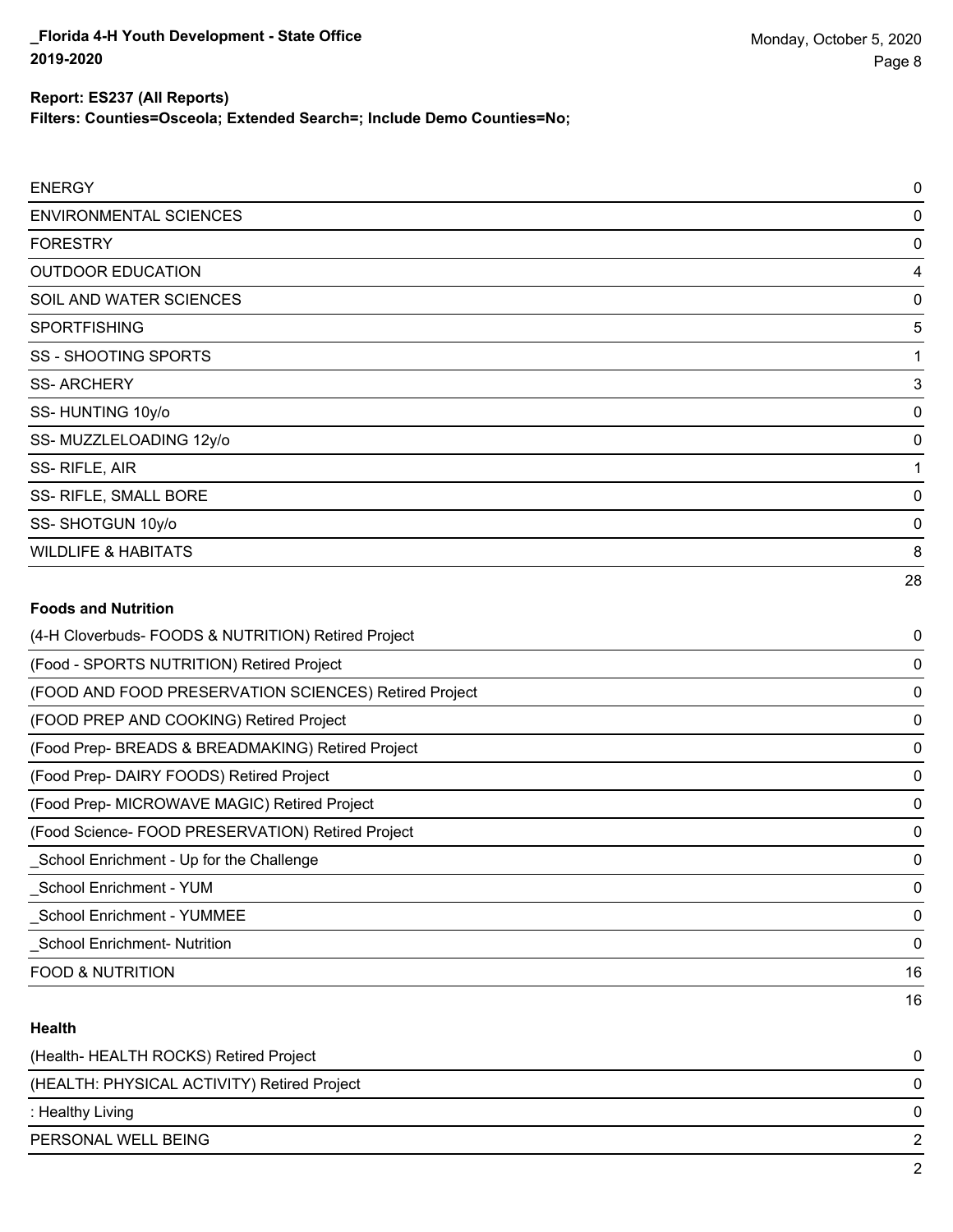**Report: ES237 (All Reports)**

**Filters: Counties=Osceola; Extended Search=; Include Demo Counties=No;**

| | |
|---|---|
| ENERGY | 0 |
| ENVIRONMENTAL SCIENCES | 0 |
| FORESTRY | 0 |
| OUTDOOR EDUCATION | 4 |
| SOIL AND WATER SCIENCES | 0 |
| SPORTFISHING | 5 |
| SS - SHOOTING SPORTS | 1 |
| SS- ARCHERY | 3 |
| SS- HUNTING 10y/o | 0 |
| SS- MUZZLELOADING 12y/o | 0 |
| SS- RIFLE, AIR | 1 |
| SS- RIFLE, SMALL BORE | 0 |
| SS- SHOTGUN 10y/o | 0 |
| WILDLIFE & HABITATS | 8 |
| | 28 |

**Foods and Nutrition**

| | |
|---|---|
| (4-H Cloverbuds- FOODS & NUTRITION) Retired Project | 0 |
| (Food - SPORTS NUTRITION) Retired Project | 0 |
| (FOOD AND FOOD PRESERVATION SCIENCES) Retired Project | 0 |
| (FOOD PREP AND COOKING) Retired Project | 0 |
| (Food Prep- BREADS & BREADMAKING) Retired Project | 0 |
| (Food Prep- DAIRY FOODS) Retired Project | 0 |
| (Food Prep- MICROWAVE MAGIC) Retired Project | 0 |
| (Food Science- FOOD PRESERVATION) Retired Project | 0 |
| _School Enrichment - Up for the Challenge | 0 |
| _School Enrichment - YUM | 0 |
| _School Enrichment - YUMMEE | 0 |
| _School Enrichment- Nutrition | 0 |
| FOOD & NUTRITION | 16 |
| | 16 |

**Health**

| | |
|---|---|
| (Health- HEALTH ROCKS) Retired Project | 0 |
| (HEALTH: PHYSICAL ACTIVITY) Retired Project | 0 |
| : Healthy Living | 0 |
| PERSONAL WELL BEING | 2 |
| | 2 |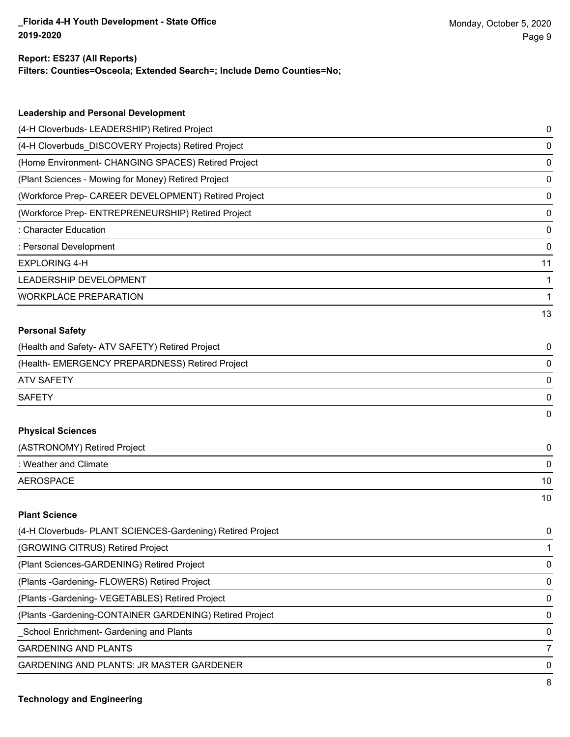**Report: ES237 (All Reports)**
**Filters: Counties=Osceola; Extended Search=; Include Demo Counties=No;**

### Leadership and Personal Development

| Project | Count |
|---|---|
| (4-H Cloverbuds- LEADERSHIP) Retired Project | 0 |
| (4-H Cloverbuds_DISCOVERY Projects) Retired Project | 0 |
| (Home Environment- CHANGING SPACES) Retired Project | 0 |
| (Plant Sciences - Mowing for Money) Retired Project | 0 |
| (Workforce Prep- CAREER DEVELOPMENT) Retired Project | 0 |
| (Workforce Prep- ENTREPRENEURSHIP) Retired Project | 0 |
| : Character Education | 0 |
| : Personal Development | 0 |
| EXPLORING 4-H | 11 |
| LEADERSHIP DEVELOPMENT | 1 |
| WORKPLACE PREPARATION | 1 |
| | 13 |

### Personal Safety

| Project | Count |
|---|---|
| (Health and Safety- ATV SAFETY) Retired Project | 0 |
| (Health- EMERGENCY PREPARDNESS) Retired Project | 0 |
| ATV SAFETY | 0 |
| SAFETY | 0 |
| | 0 |

### Physical Sciences

| Project | Count |
|---|---|
| (ASTRONOMY) Retired Project | 0 |
| : Weather and Climate | 0 |
| AEROSPACE | 10 |
| | 10 |

### Plant Science

| Project | Count |
|---|---|
| (4-H Cloverbuds- PLANT SCIENCES-Gardening) Retired Project | 0 |
| (GROWING CITRUS) Retired Project | 1 |
| (Plant Sciences-GARDENING) Retired Project | 0 |
| (Plants -Gardening- FLOWERS) Retired Project | 0 |
| (Plants -Gardening- VEGETABLES) Retired Project | 0 |
| (Plants -Gardening-CONTAINER GARDENING) Retired Project | 0 |
| _School Enrichment- Gardening and Plants | 0 |
| GARDENING AND PLANTS | 7 |
| GARDENING AND PLANTS: JR MASTER GARDENER | 0 |
| | 8 |

### Technology and Engineering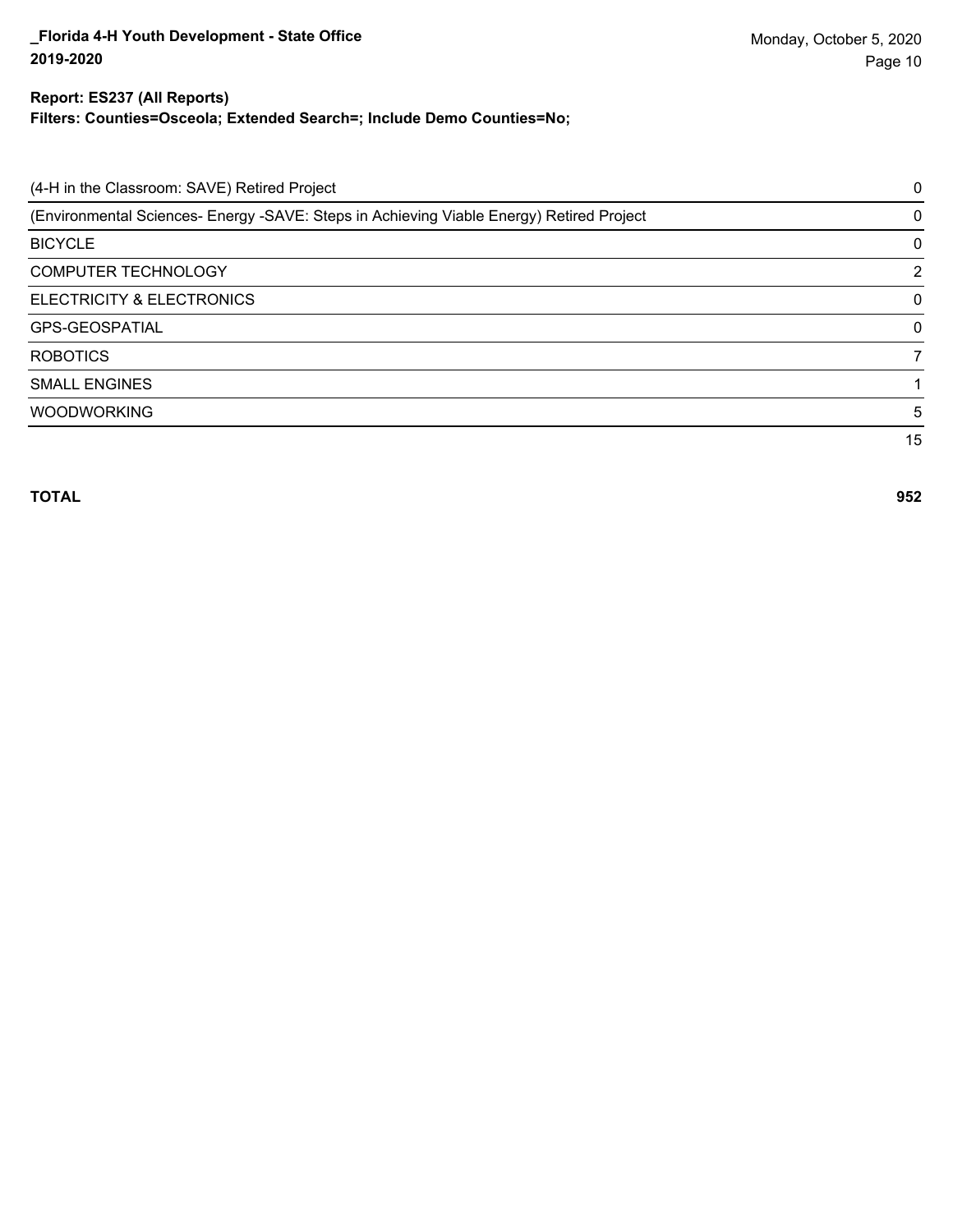**Report: ES237 (All Reports)**

**Filters: Counties=Osceola; Extended Search=; Include Demo Counties=No;**

| | |
|---|---|
| (4-H in the Classroom: SAVE) Retired Project | 0 |
| (Environmental Sciences- Energy -SAVE: Steps in Achieving Viable Energy) Retired Project | 0 |
| BICYCLE | 0 |
| COMPUTER TECHNOLOGY | 2 |
| ELECTRICITY & ELECTRONICS | 0 |
| GPS-GEOSPATIAL | 0 |
| ROBOTICS | 7 |
| SMALL ENGINES | 1 |
| WOODWORKING | 5 |
| | 15 |

| | |
|---|---|
| **TOTAL** | **952** |